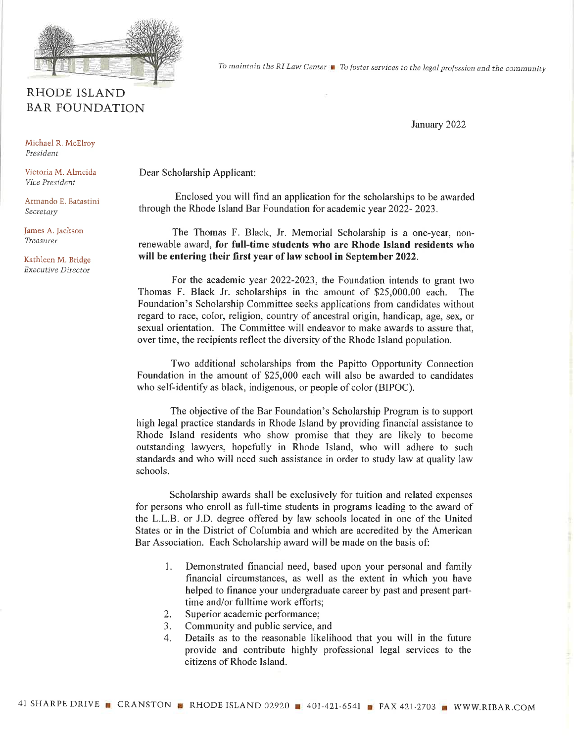# RHODE ISLAND BAR FOUNDATION

*To maintain the RI Law Center ■ To foster services to the legal profession and the community*

Michael R. McElroy
*President*

Victoria M. Almeida
*Vice President*

Armando E. Batastini
*Secretary*

James A. Jackson
*Treasurer*

Kathleen M. Bridge
*Executive Director*

January 2022

Dear Scholarship Applicant:

Enclosed you will find an application for the scholarships to be awarded through the Rhode Island Bar Foundation for academic year 2022- 2023.

The Thomas F. Black, Jr. Memorial Scholarship is a one-year, non-renewable award, **for full-time students who are Rhode Island residents who will be entering their first year of law school in September 2022**.

For the academic year 2022-2023, the Foundation intends to grant two Thomas F. Black Jr. scholarships in the amount of $25,000.00 each. The Foundation's Scholarship Committee seeks applications from candidates without regard to race, color, religion, country of ancestral origin, handicap, age, sex, or sexual orientation. The Committee will endeavor to make awards to assure that, over time, the recipients reflect the diversity of the Rhode Island population.

Two additional scholarships from the Papitto Opportunity Connection Foundation in the amount of $25,000 each will also be awarded to candidates who self-identify as black, indigenous, or people of color (BIPOC).

The objective of the Bar Foundation's Scholarship Program is to support high legal practice standards in Rhode Island by providing financial assistance to Rhode Island residents who show promise that they are likely to become outstanding lawyers, hopefully in Rhode Island, who will adhere to such standards and who will need such assistance in order to study law at quality law schools.

Scholarship awards shall be exclusively for tuition and related expenses for persons who enroll as full-time students in programs leading to the award of the L.L.B. or J.D. degree offered by law schools located in one of the United States or in the District of Columbia and which are accredited by the American Bar Association. Each Scholarship award will be made on the basis of:

1. Demonstrated financial need, based upon your personal and family financial circumstances, as well as the extent in which you have helped to finance your undergraduate career by past and present part-time and/or fulltime work efforts;
2. Superior academic performance;
3. Community and public service, and
4. Details as to the reasonable likelihood that you will in the future provide and contribute highly professional legal services to the citizens of Rhode Island.

41 SHARPE DRIVE ■ CRANSTON ■ RHODE ISLAND 02920 ■ 401-421-6541 ■ FAX 421-2703 ■ WWW.RIBAR.COM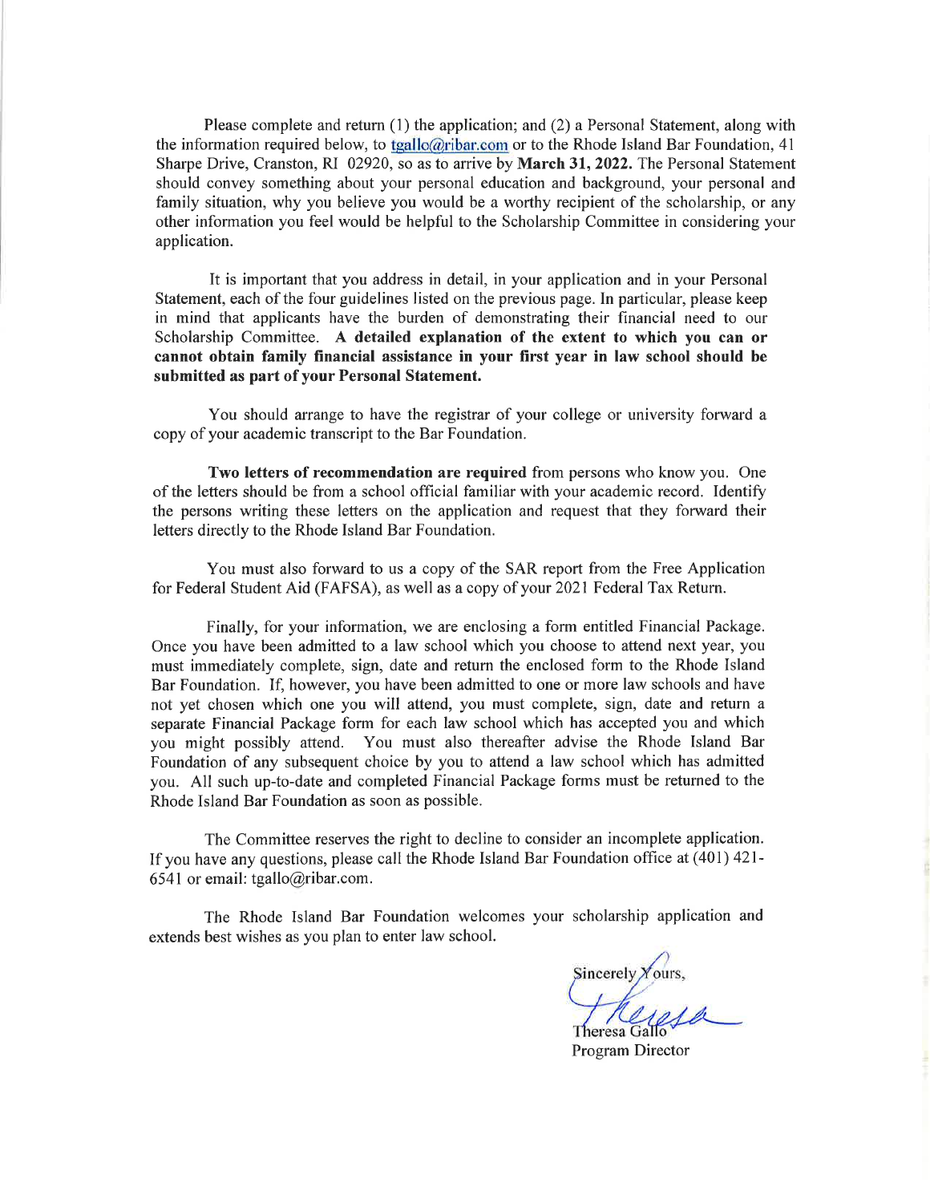Please complete and return (1) the application; and (2) a Personal Statement, along with the information required below, to tgallo@ribar.com or to the Rhode Island Bar Foundation, 41 Sharpe Drive, Cranston, RI 02920, so as to arrive by **March 31, 2022.** The Personal Statement should convey something about your personal education and background, your personal and family situation, why you believe you would be a worthy recipient of the scholarship, or any other information you feel would be helpful to the Scholarship Committee in considering your application.

It is important that you address in detail, in your application and in your Personal Statement, each of the four guidelines listed on the previous page. In particular, please keep in mind that applicants have the burden of demonstrating their financial need to our Scholarship Committee. **A detailed explanation of the extent to which you can or cannot obtain family financial assistance in your first year in law school should be submitted as part of your Personal Statement.**

You should arrange to have the registrar of your college or university forward a copy of your academic transcript to the Bar Foundation.

**Two letters of recommendation are required** from persons who know you. One of the letters should be from a school official familiar with your academic record. Identify the persons writing these letters on the application and request that they forward their letters directly to the Rhode Island Bar Foundation.

You must also forward to us a copy of the SAR report from the Free Application for Federal Student Aid (FAFSA), as well as a copy of your 2021 Federal Tax Return.

Finally, for your information, we are enclosing a form entitled Financial Package. Once you have been admitted to a law school which you choose to attend next year, you must immediately complete, sign, date and return the enclosed form to the Rhode Island Bar Foundation. If, however, you have been admitted to one or more law schools and have not yet chosen which one you will attend, you must complete, sign, date and return a separate Financial Package form for each law school which has accepted you and which you might possibly attend. You must also thereafter advise the Rhode Island Bar Foundation of any subsequent choice by you to attend a law school which has admitted you. All such up-to-date and completed Financial Package forms must be returned to the Rhode Island Bar Foundation as soon as possible.

The Committee reserves the right to decline to consider an incomplete application. If you have any questions, please call the Rhode Island Bar Foundation office at (401) 421-6541 or email: tgallo@ribar.com.

The Rhode Island Bar Foundation welcomes your scholarship application and extends best wishes as you plan to enter law school.

Sincerely Yours,

Theresa Gallo
Program Director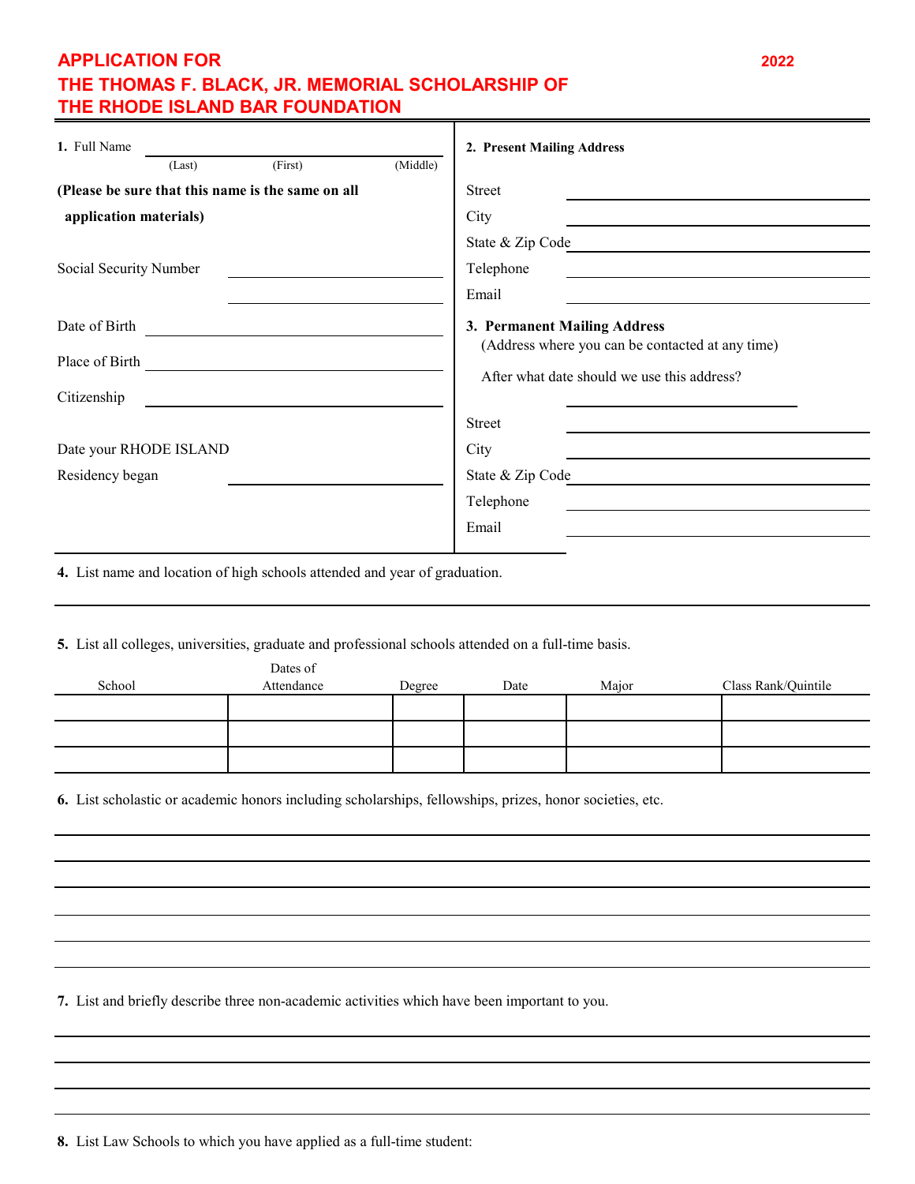# APPLICATION FOR THE THOMAS F. BLACK, JR. MEMORIAL SCHOLARSHIP OF THE RHODE ISLAND BAR FOUNDATION

**2022**

**1.** Full Name ______________________________
(Last) (First) (Middle)

**(Please be sure that this name is the same on all application materials)**

Social Security Number ______________________________

Date of Birth ______________________________

Place of Birth ______________________________

Citizenship ______________________________

Date your RHODE ISLAND Residency began ______________________________

**2. Present Mailing Address**

Street ______________________________

City ______________________________

State & Zip Code ______________________________

Telephone ______________________________

Email ______________________________

**3. Permanent Mailing Address**
(Address where you can be contacted at any time)

After what date should we use this address? ______________________________

Street ______________________________

City ______________________________

State & Zip Code ______________________________

Telephone ______________________________

Email ______________________________

**4.** List name and location of high schools attended and year of graduation.

______________________________

**5.** List all colleges, universities, graduate and professional schools attended on a full-time basis.

| School | Dates of Attendance | Degree | Date | Major | Class Rank/Quintile |
|---|---|---|---|---|---|
| | | | | | |
| | | | | | |
| | | | | | |

**6.** List scholastic or academic honors including scholarships, fellowships, prizes, honor societies, etc.

______________________________

**7.** List and briefly describe three non-academic activities which have been important to you.

______________________________

**8.** List Law Schools to which you have applied as a full-time student: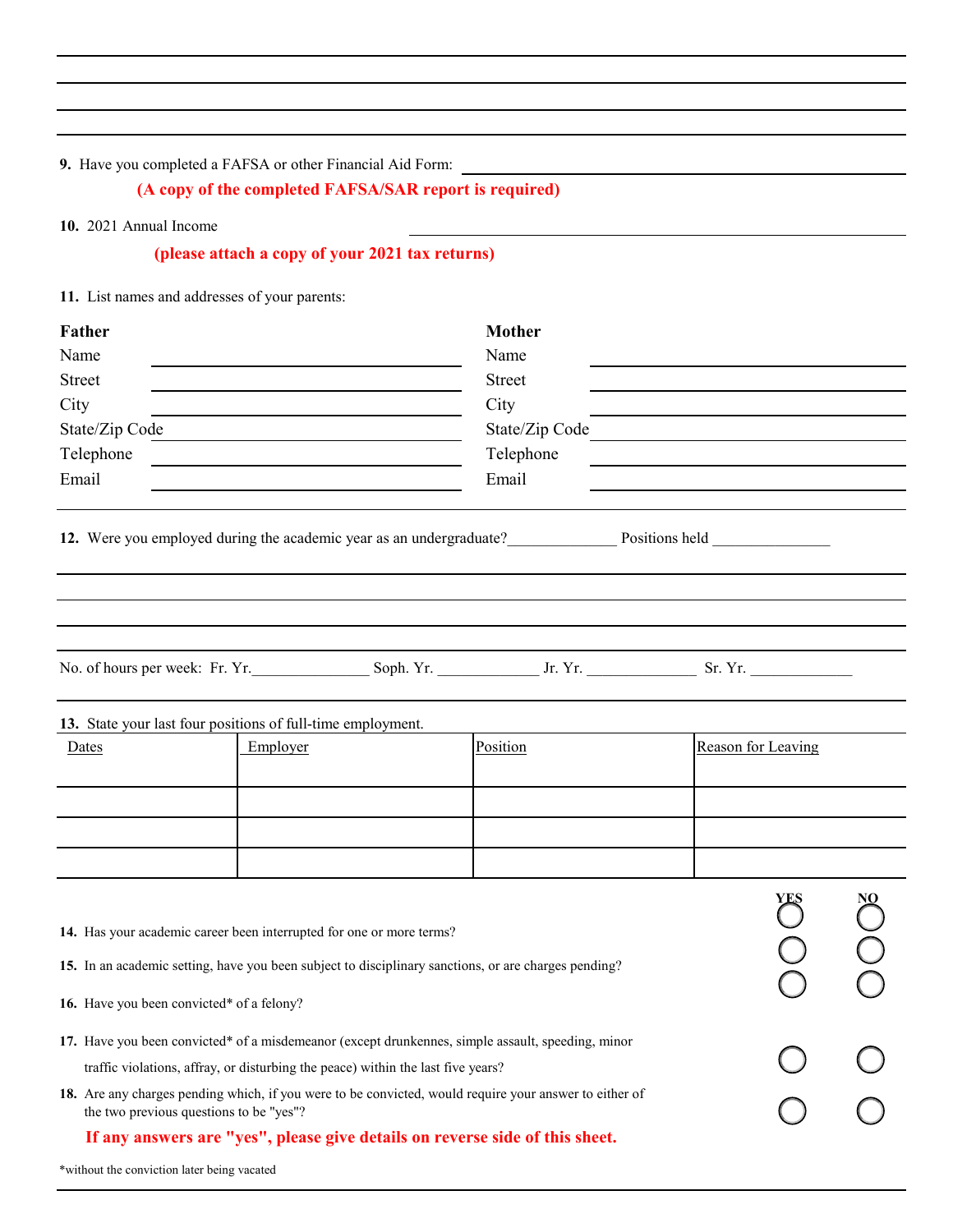**9.** Have you completed a FAFSA or other Financial Aid Form: \_\_\_\_\_\_\_\_\_\_\_\_\_\_\_\_\_\_\_\_\_\_\_\_\_\_\_\_\_\_\_\_

**(A copy of the completed FAFSA/SAR report is required)**

**10.** 2021 Annual Income \_\_\_\_\_\_\_\_\_\_\_\_\_\_\_\_\_\_\_\_\_\_\_\_\_\_\_\_\_\_\_\_

**(please attach a copy of your 2021 tax returns)**

**11.** List names and addresses of your parents:

| **Father** | | **Mother** | |
|---|---|---|---|
| Name | | Name | |
| Street | | Street | |
| City | | City | |
| State/Zip Code | | State/Zip Code | |
| Telephone | | Telephone | |
| Email | | Email | |

**12.** Were you employed during the academic year as an undergraduate?\_\_\_\_\_\_\_\_\_\_\_\_\_\_ Positions held \_\_\_\_\_\_\_\_\_\_\_\_\_\_\_

No. of hours per week: Fr. Yr.\_\_\_\_\_\_\_\_\_\_\_\_\_\_\_ Soph. Yr. \_\_\_\_\_\_\_\_\_\_\_\_\_ Jr. Yr. \_\_\_\_\_\_\_\_\_\_\_\_\_\_ Sr. Yr. \_\_\_\_\_\_\_\_\_\_\_\_\_

**13.** State your last four positions of full-time employment.

| Dates | Employer | Position | Reason for Leaving |
|---|---|---|---|
| | | | |
| | | | |
| | | | |
| | | | |

| | YES | NO |
|---|---|---|
| **14.** Has your academic career been interrupted for one or more terms? | ○ | ○ |
| **15.** In an academic setting, have you been subject to disciplinary sanctions, or are charges pending? | ○ | ○ |
| **16.** Have you been convicted* of a felony? | ○ | ○ |
| **17.** Have you been convicted* of a misdemeanor (except drunkennes, simple assault, speeding, minor traffic violations, affray, or disturbing the peace) within the last five years? | ○ | ○ |
| **18.** Are any charges pending which, if you were to be convicted, would require your answer to either of the two previous questions to be "yes"? | ○ | ○ |

**If any answers are "yes", please give details on reverse side of this sheet.**

*without the conviction later being vacated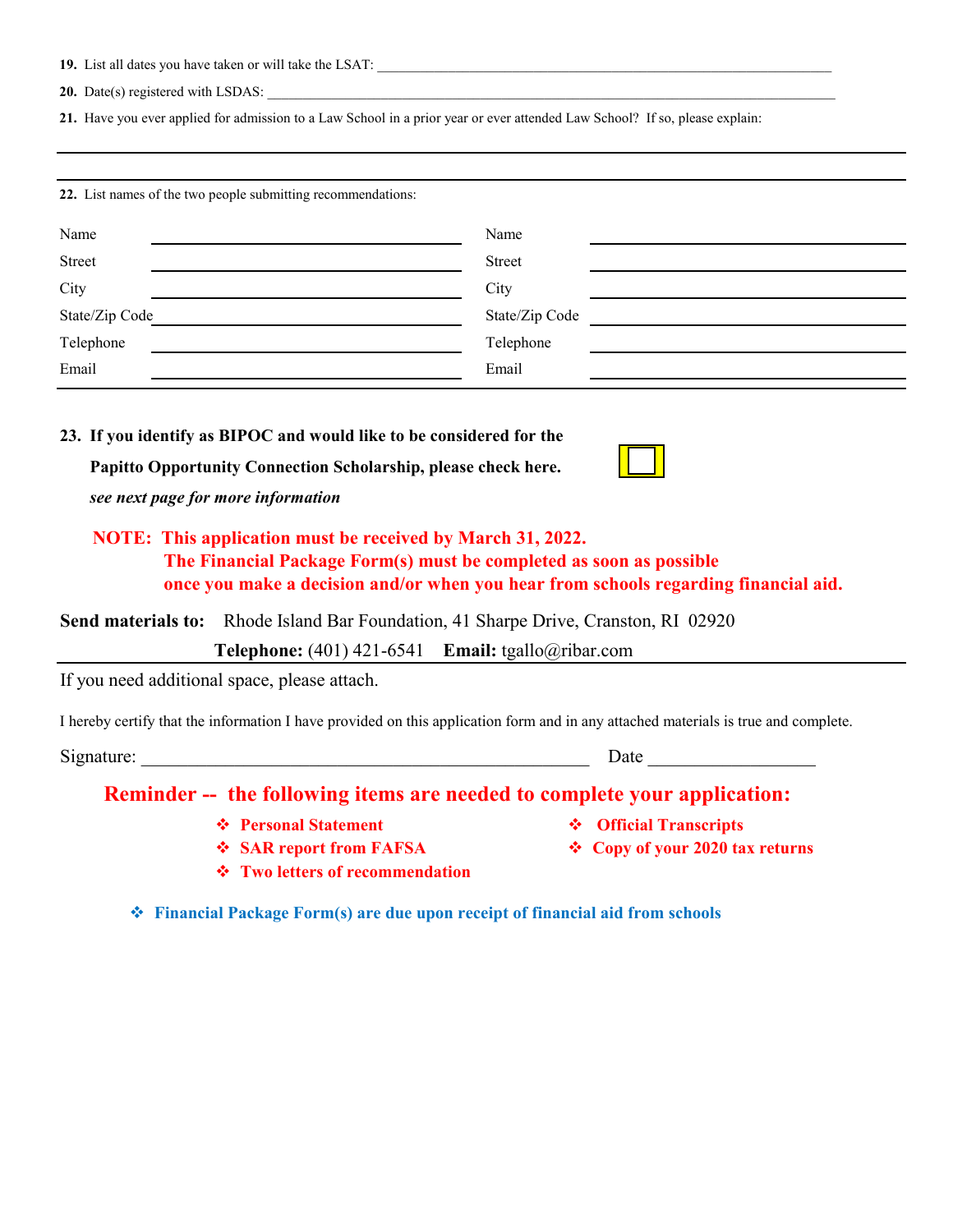**19.** List all dates you have taken or will take the LSAT: ____________________________________________

**20.** Date(s) registered with LSDAS: ____________________________________________

**21.** Have you ever applied for admission to a Law School in a prior year or ever attended Law School? If so, please explain:

---

---

**22.** List names of the two people submitting recommendations:

| | | | |
|---|---|---|---|
| Name | ______________ | Name | ______________ |
| Street | ______________ | Street | ______________ |
| City | ______________ | City | ______________ |
| State/Zip Code | ______________ | State/Zip Code | ______________ |
| Telephone | ______________ | Telephone | ______________ |
| Email | ______________ | Email | ______________ |

---

**23. If you identify as BIPOC and would like to be considered for the Papitto Opportunity Connection Scholarship, please check here.** ☐

***see next page for more information***

**NOTE: This application must be received by March 31, 2022.
The Financial Package Form(s) must be completed as soon as possible once you make a decision and/or when you hear from schools regarding financial aid.**

**Send materials to:** Rhode Island Bar Foundation, 41 Sharpe Drive, Cranston, RI 02920

**Telephone:** (401) 421-6541 **Email:** tgallo@ribar.com

---

If you need additional space, please attach.

I hereby certify that the information I have provided on this application form and in any attached materials is true and complete.

Signature: ________________________________ Date ______________

## Reminder -- the following items are needed to complete your application:

- **Personal Statement**
- **SAR report from FAFSA**
- **Two letters of recommendation**
- **Official Transcripts**
- **Copy of your 2020 tax returns**

- **Financial Package Form(s) are due upon receipt of financial aid from schools**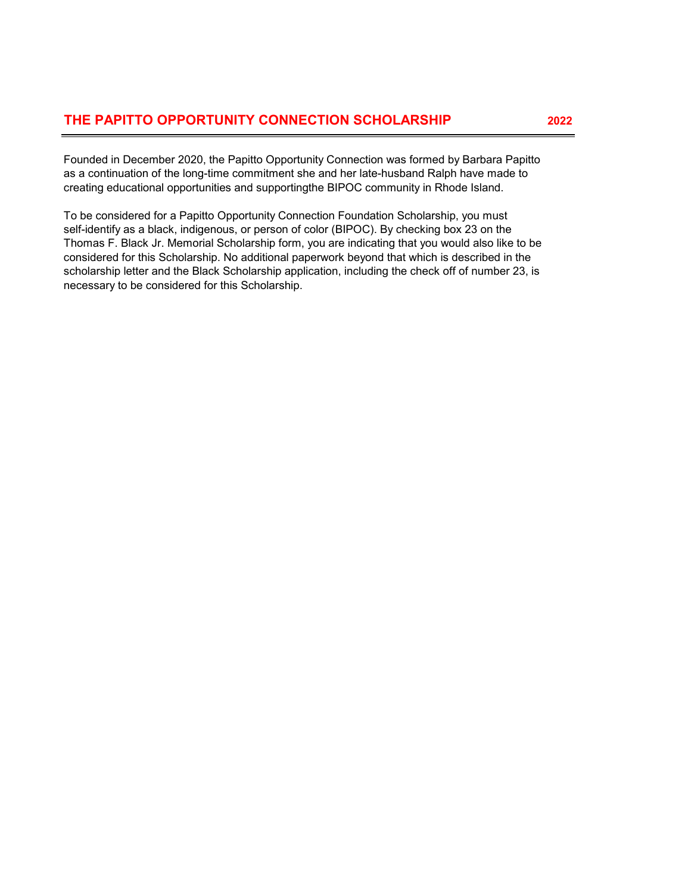## THE PAPITTO OPPORTUNITY CONNECTION SCHOLARSHIP 2022

Founded in December 2020, the Papitto Opportunity Connection was formed by Barbara Papitto as a continuation of the long-time commitment she and her late-husband Ralph have made to creating educational opportunities and supportingthe BIPOC community in Rhode Island.

To be considered for a Papitto Opportunity Connection Foundation Scholarship, you must self-identify as a black, indigenous, or person of color (BIPOC). By checking box 23 on the Thomas F. Black Jr. Memorial Scholarship form, you are indicating that you would also like to be considered for this Scholarship. No additional paperwork beyond that which is described in the scholarship letter and the Black Scholarship application, including the check off of number 23, is necessary to be considered for this Scholarship.